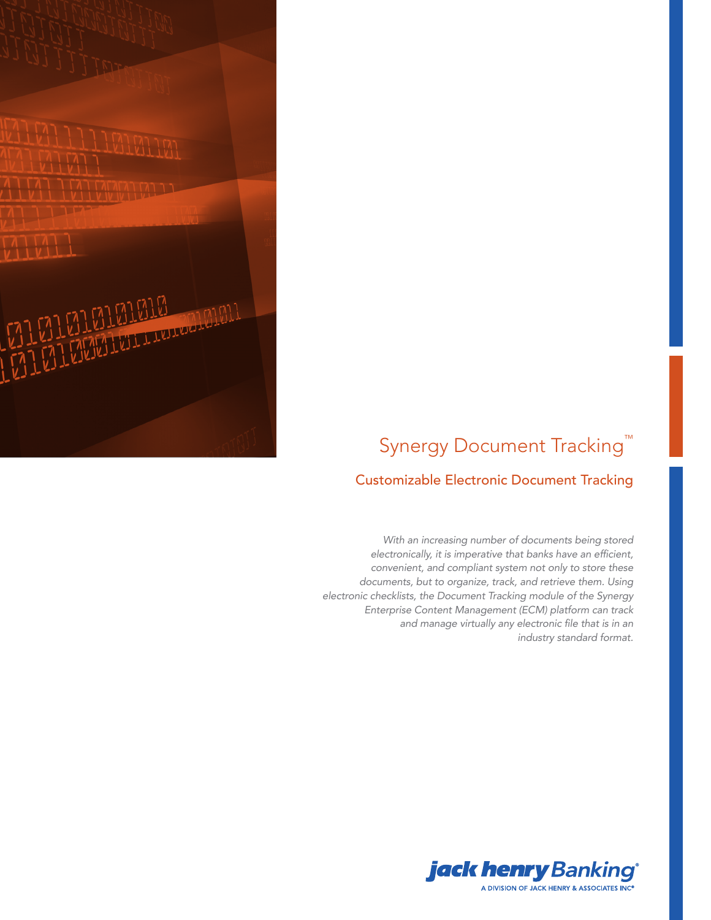# Synergy Document Tracking™

## Customizable Electronic Document Tracking

*With an increasing number of documents being stored electronically, it is imperative that banks have an efficient, convenient, and compliant system not only to store these documents, but to organize, track, and retrieve them. Using electronic checklists, the Document Tracking module of the Synergy Enterprise Content Management (ECM) platform can track and manage virtually any electronic file that is in an industry standard format.*

jack henry Banking®

A DIVISION OF JACK HENRY & ASSOCIATES INC®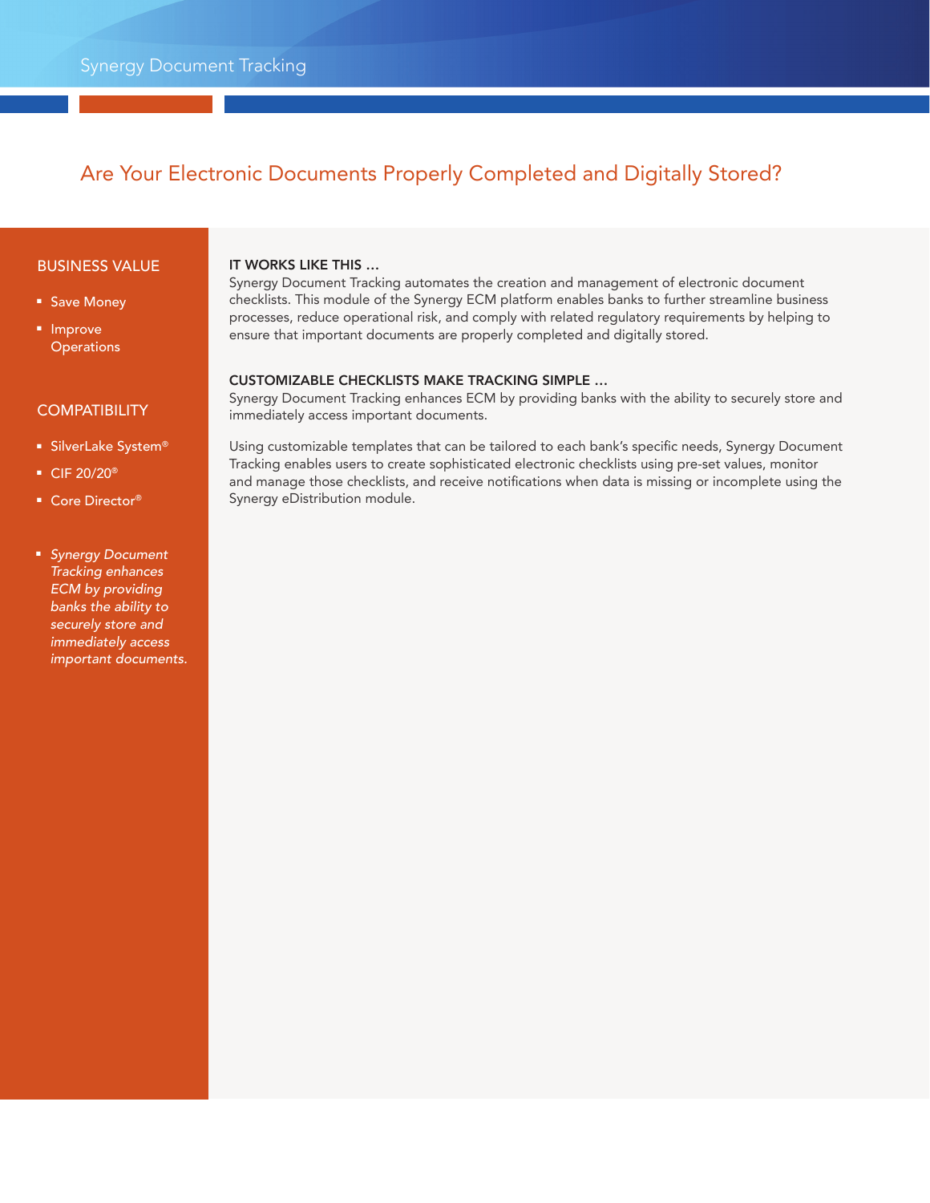Synergy Document Tracking

# Are Your Electronic Documents Properly Completed and Digitally Stored?

## BUSINESS VALUE

- Save Money
- Improve Operations

## COMPATIBILITY

- SilverLake System®
- CIF 20/20®
- Core Director®

- *Synergy Document Tracking enhances ECM by providing banks the ability to securely store and immediately access important documents.*

### IT WORKS LIKE THIS …

Synergy Document Tracking automates the creation and management of electronic document checklists. This module of the Synergy ECM platform enables banks to further streamline business processes, reduce operational risk, and comply with related regulatory requirements by helping to ensure that important documents are properly completed and digitally stored.

### CUSTOMIZABLE CHECKLISTS MAKE TRACKING SIMPLE …

Synergy Document Tracking enhances ECM by providing banks with the ability to securely store and immediately access important documents.

Using customizable templates that can be tailored to each bank's specific needs, Synergy Document Tracking enables users to create sophisticated electronic checklists using pre-set values, monitor and manage those checklists, and receive notifications when data is missing or incomplete using the Synergy eDistribution module.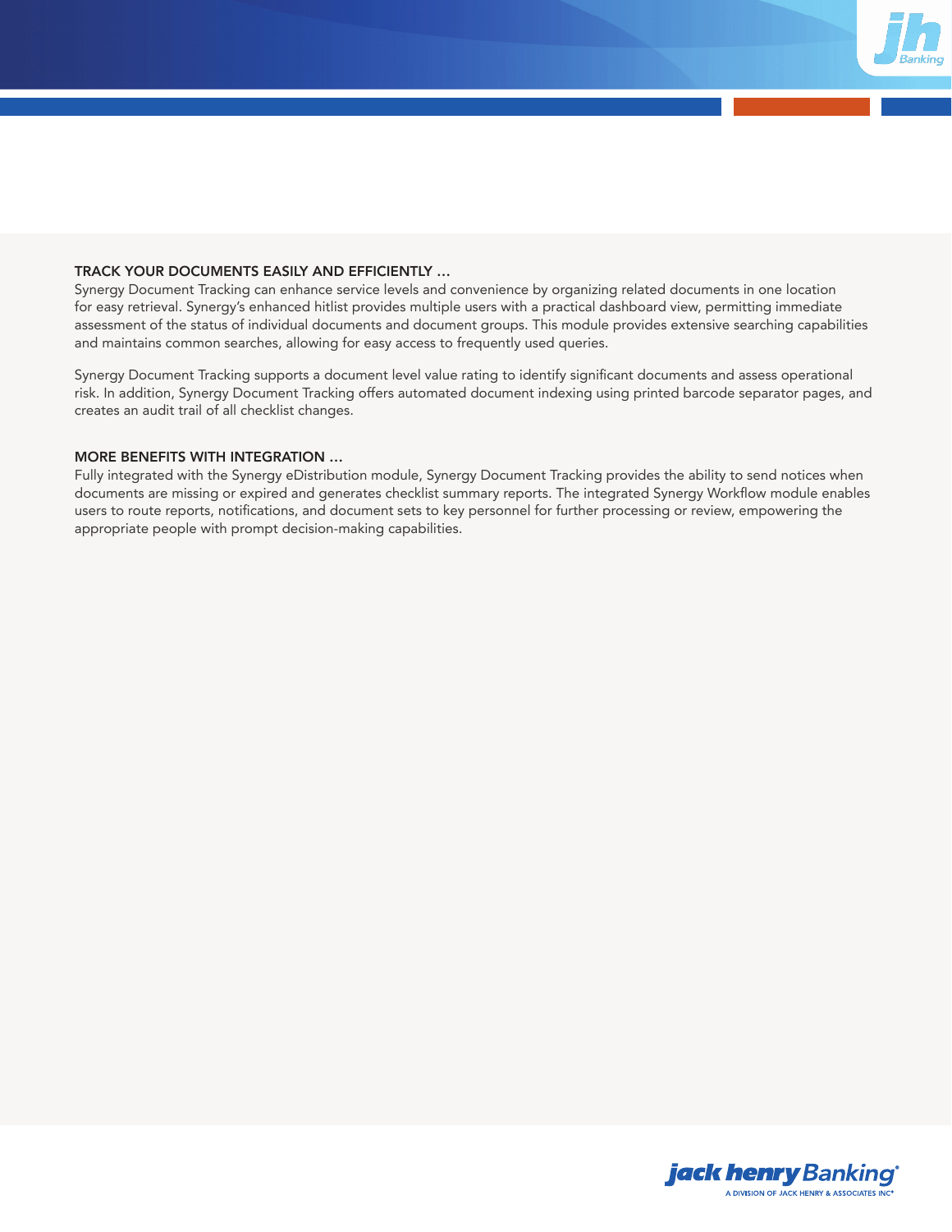## TRACK YOUR DOCUMENTS EASILY AND EFFICIENTLY …

Synergy Document Tracking can enhance service levels and convenience by organizing related documents in one location for easy retrieval. Synergy's enhanced hitlist provides multiple users with a practical dashboard view, permitting immediate assessment of the status of individual documents and document groups. This module provides extensive searching capabilities and maintains common searches, allowing for easy access to frequently used queries.

Synergy Document Tracking supports a document level value rating to identify significant documents and assess operational risk. In addition, Synergy Document Tracking offers automated document indexing using printed barcode separator pages, and creates an audit trail of all checklist changes.

## MORE BENEFITS WITH INTEGRATION …

Fully integrated with the Synergy eDistribution module, Synergy Document Tracking provides the ability to send notices when documents are missing or expired and generates checklist summary reports. The integrated Synergy Workflow module enables users to route reports, notifications, and document sets to key personnel for further processing or review, empowering the appropriate people with prompt decision-making capabilities.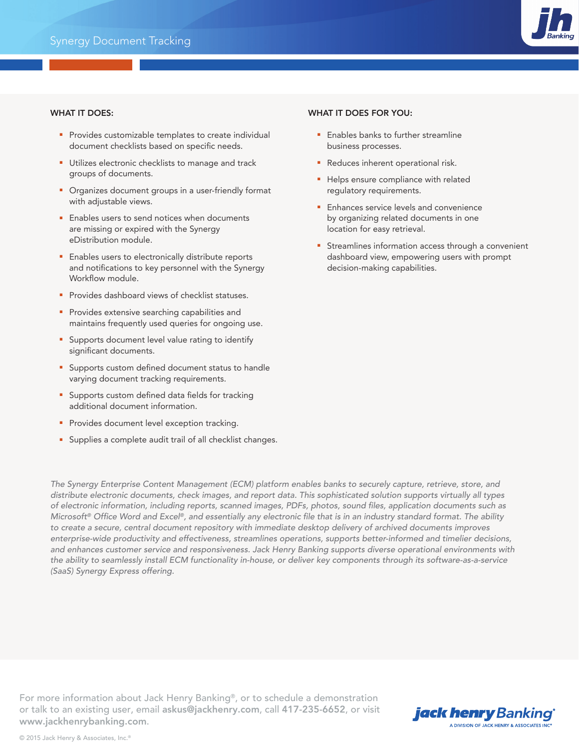# Synergy Document Tracking

## WHAT IT DOES:

- Provides customizable templates to create individual document checklists based on specific needs.
- Utilizes electronic checklists to manage and track groups of documents.
- Organizes document groups in a user-friendly format with adjustable views.
- Enables users to send notices when documents are missing or expired with the Synergy eDistribution module.
- Enables users to electronically distribute reports and notifications to key personnel with the Synergy Workflow module.
- Provides dashboard views of checklist statuses.
- Provides extensive searching capabilities and maintains frequently used queries for ongoing use.
- Supports document level value rating to identify significant documents.
- Supports custom defined document status to handle varying document tracking requirements.
- Supports custom defined data fields for tracking additional document information.
- Provides document level exception tracking.
- Supplies a complete audit trail of all checklist changes.

## WHAT IT DOES FOR YOU:

- Enables banks to further streamline business processes.
- Reduces inherent operational risk.
- Helps ensure compliance with related regulatory requirements.
- Enhances service levels and convenience by organizing related documents in one location for easy retrieval.
- Streamlines information access through a convenient dashboard view, empowering users with prompt decision-making capabilities.

*The Synergy Enterprise Content Management (ECM) platform enables banks to securely capture, retrieve, store, and distribute electronic documents, check images, and report data. This sophisticated solution supports virtually all types of electronic information, including reports, scanned images, PDFs, photos, sound files, application documents such as Microsoft® Office Word and Excel®, and essentially any electronic file that is in an industry standard format. The ability to create a secure, central document repository with immediate desktop delivery of archived documents improves enterprise-wide productivity and effectiveness, streamlines operations, supports better-informed and timelier decisions, and enhances customer service and responsiveness. Jack Henry Banking supports diverse operational environments with the ability to seamlessly install ECM functionality in-house, or deliver key components through its software-as-a-service (SaaS) Synergy Express offering.*

For more information about Jack Henry Banking®, or to schedule a demonstration or talk to an existing user, email **askus@jackhenry.com**, call **417-235-6652**, or visit **www.jackhenrybanking.com**.

jack henry Banking® — A DIVISION OF JACK HENRY & ASSOCIATES INC®

© 2015 Jack Henry & Associates, Inc.®